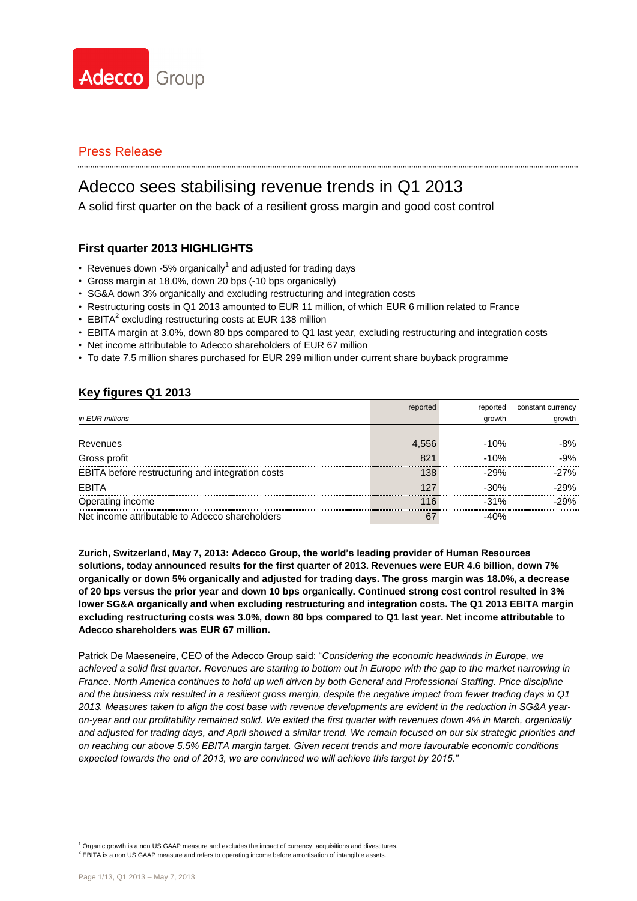Adecco Group

Press Release

# Adecco sees stabilising revenue trends in Q1 2013

A solid first quarter on the back of a resilient gross margin and good cost control

## First quarter 2013 HIGHLIGHTS

- Revenues down -5% organically[1] and adjusted for trading days
- Gross margin at 18.0%, down 20 bps (-10 bps organically)
- SG&A down 3% organically and excluding restructuring and integration costs
- Restructuring costs in Q1 2013 amounted to EUR 11 million, of which EUR 6 million related to France
- EBITA[2] excluding restructuring costs at EUR 138 million
- EBITA margin at 3.0%, down 80 bps compared to Q1 last year, excluding restructuring and integration costs
- Net income attributable to Adecco shareholders of EUR 67 million
- To date 7.5 million shares purchased for EUR 299 million under current share buyback programme

## Key figures Q1 2013

| *in EUR millions* | reported | reported growth | constant currency growth |
|---|---|---|---|
| Revenues | 4,556 | -10% | -8% |
| Gross profit | 821 | -10% | -9% |
| EBITA before restructuring and integration costs | 138 | -29% | -27% |
| EBITA | 127 | -30% | -29% |
| Operating income | 116 | -31% | -29% |
| Net income attributable to Adecco shareholders | 67 | -40% | |

**Zurich, Switzerland, May 7, 2013: Adecco Group, the world's leading provider of Human Resources solutions, today announced results for the first quarter of 2013. Revenues were EUR 4.6 billion, down 7% organically or down 5% organically and adjusted for trading days. The gross margin was 18.0%, a decrease of 20 bps versus the prior year and down 10 bps organically. Continued strong cost control resulted in 3% lower SG&A organically and when excluding restructuring and integration costs. The Q1 2013 EBITA margin excluding restructuring costs was 3.0%, down 80 bps compared to Q1 last year. Net income attributable to Adecco shareholders was EUR 67 million.**

Patrick De Maeseneire, CEO of the Adecco Group said: "*Considering the economic headwinds in Europe, we achieved a solid first quarter. Revenues are starting to bottom out in Europe with the gap to the market narrowing in France. North America continues to hold up well driven by both General and Professional Staffing. Price discipline and the business mix resulted in a resilient gross margin, despite the negative impact from fewer trading days in Q1 2013. Measures taken to align the cost base with revenue developments are evident in the reduction in SG&A year-on-year and our profitability remained solid. We exited the first quarter with revenues down 4% in March, organically and adjusted for trading days, and April showed a similar trend. We remain focused on our six strategic priorities and on reaching our above 5.5% EBITA margin target. Given recent trends and more favourable economic conditions expected towards the end of 2013, we are convinced we will achieve this target by 2015.*"

[1] Organic growth is a non US GAAP measure and excludes the impact of currency, acquisitions and divestitures.
[2] EBITA is a non US GAAP measure and refers to operating income before amortisation of intangible assets.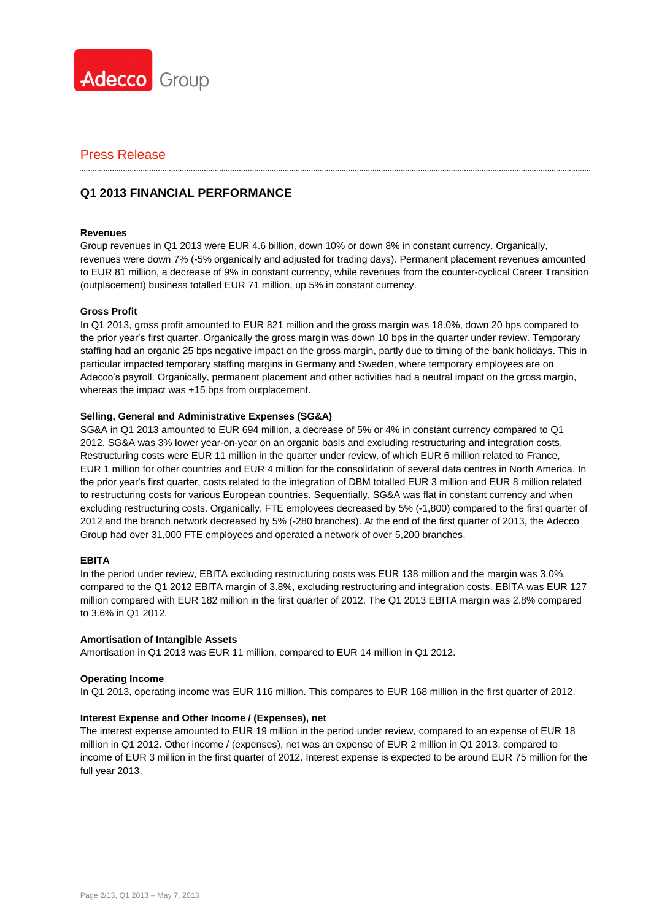Press Release

## Q1 2013 FINANCIAL PERFORMANCE

**Revenues**

Group revenues in Q1 2013 were EUR 4.6 billion, down 10% or down 8% in constant currency. Organically, revenues were down 7% (-5% organically and adjusted for trading days). Permanent placement revenues amounted to EUR 81 million, a decrease of 9% in constant currency, while revenues from the counter-cyclical Career Transition (outplacement) business totalled EUR 71 million, up 5% in constant currency.

**Gross Profit**

In Q1 2013, gross profit amounted to EUR 821 million and the gross margin was 18.0%, down 20 bps compared to the prior year's first quarter. Organically the gross margin was down 10 bps in the quarter under review. Temporary staffing had an organic 25 bps negative impact on the gross margin, partly due to timing of the bank holidays. This in particular impacted temporary staffing margins in Germany and Sweden, where temporary employees are on Adecco's payroll. Organically, permanent placement and other activities had a neutral impact on the gross margin, whereas the impact was +15 bps from outplacement.

**Selling, General and Administrative Expenses (SG&A)**

SG&A in Q1 2013 amounted to EUR 694 million, a decrease of 5% or 4% in constant currency compared to Q1 2012. SG&A was 3% lower year-on-year on an organic basis and excluding restructuring and integration costs. Restructuring costs were EUR 11 million in the quarter under review, of which EUR 6 million related to France, EUR 1 million for other countries and EUR 4 million for the consolidation of several data centres in North America. In the prior year's first quarter, costs related to the integration of DBM totalled EUR 3 million and EUR 8 million related to restructuring costs for various European countries. Sequentially, SG&A was flat in constant currency and when excluding restructuring costs. Organically, FTE employees decreased by 5% (-1,800) compared to the first quarter of 2012 and the branch network decreased by 5% (-280 branches). At the end of the first quarter of 2013, the Adecco Group had over 31,000 FTE employees and operated a network of over 5,200 branches.

**EBITA**

In the period under review, EBITA excluding restructuring costs was EUR 138 million and the margin was 3.0%, compared to the Q1 2012 EBITA margin of 3.8%, excluding restructuring and integration costs. EBITA was EUR 127 million compared with EUR 182 million in the first quarter of 2012. The Q1 2013 EBITA margin was 2.8% compared to 3.6% in Q1 2012.

**Amortisation of Intangible Assets**

Amortisation in Q1 2013 was EUR 11 million, compared to EUR 14 million in Q1 2012.

**Operating Income**

In Q1 2013, operating income was EUR 116 million. This compares to EUR 168 million in the first quarter of 2012.

**Interest Expense and Other Income / (Expenses), net**

The interest expense amounted to EUR 19 million in the period under review, compared to an expense of EUR 18 million in Q1 2012. Other income / (expenses), net was an expense of EUR 2 million in Q1 2013, compared to income of EUR 3 million in the first quarter of 2012. Interest expense is expected to be around EUR 75 million for the full year 2013.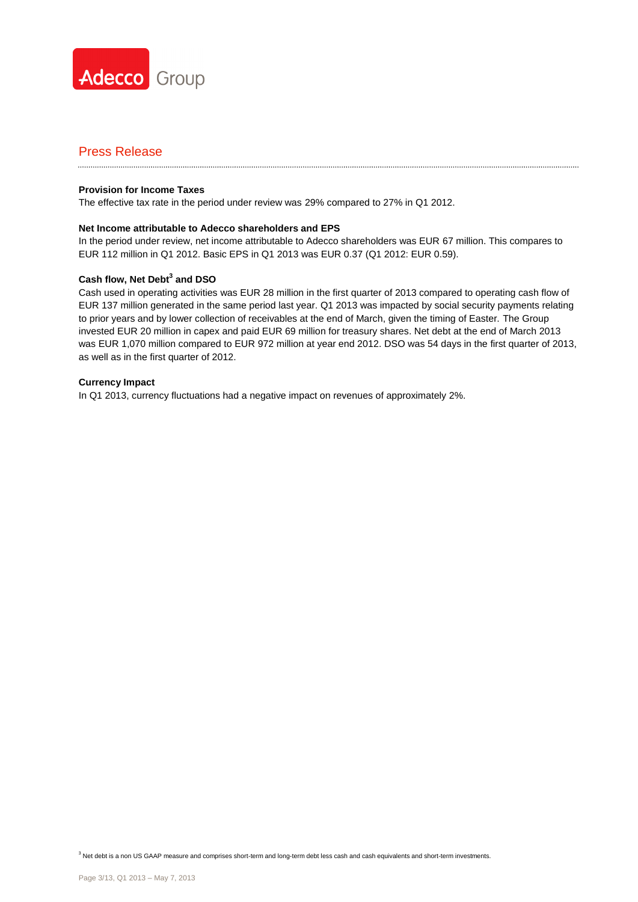**Provision for Income Taxes**
The effective tax rate in the period under review was 29% compared to 27% in Q1 2012.

**Net Income attributable to Adecco shareholders and EPS**
In the period under review, net income attributable to Adecco shareholders was EUR 67 million. This compares to EUR 112 million in Q1 2012. Basic EPS in Q1 2013 was EUR 0.37 (Q1 2012: EUR 0.59).

**Cash flow, Net Debt[3] and DSO**
Cash used in operating activities was EUR 28 million in the first quarter of 2013 compared to operating cash flow of EUR 137 million generated in the same period last year. Q1 2013 was impacted by social security payments relating to prior years and by lower collection of receivables at the end of March, given the timing of Easter. The Group invested EUR 20 million in capex and paid EUR 69 million for treasury shares. Net debt at the end of March 2013 was EUR 1,070 million compared to EUR 972 million at year end 2012. DSO was 54 days in the first quarter of 2013, as well as in the first quarter of 2012.

**Currency Impact**
In Q1 2013, currency fluctuations had a negative impact on revenues of approximately 2%.

[3] Net debt is a non US GAAP measure and comprises short-term and long-term debt less cash and cash equivalents and short-term investments.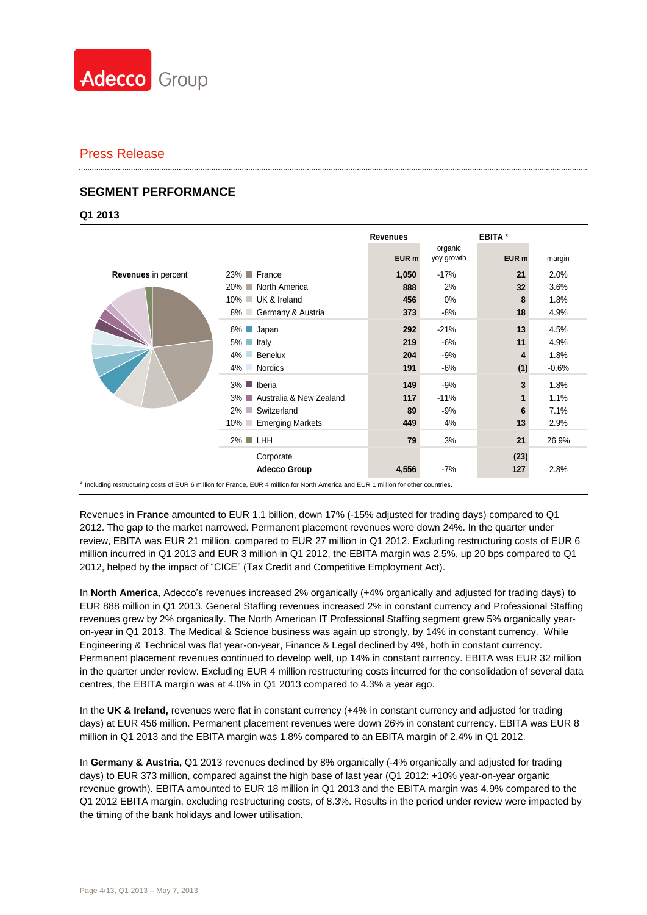Press Release

## SEGMENT PERFORMANCE

### Q1 2013

| Revenues in percent | | Revenues EUR m | Revenues organic yoy growth | EBITA * EUR m | EBITA * margin |
|---|---|---|---|---|---|
| 23% | France | **1,050** | -17% | **21** | 2.0% |
| 20% | North America | **888** | 2% | **32** | 3.6% |
| 10% | UK & Ireland | **456** | 0% | **8** | 1.8% |
| 8% | Germany & Austria | **373** | -8% | **18** | 4.9% |
| 6% | Japan | **292** | -21% | **13** | 4.5% |
| 5% | Italy | **219** | -6% | **11** | 4.9% |
| 4% | Benelux | **204** | -9% | **4** | 1.8% |
| 4% | Nordics | **191** | -6% | **(1)** | -0.6% |
| 3% | Iberia | **149** | -9% | **3** | 1.8% |
| 3% | Australia & New Zealand | **117** | -11% | **1** | 1.1% |
| 2% | Switzerland | **89** | -9% | **6** | 7.1% |
| 10% | Emerging Markets | **449** | 4% | **13** | 2.9% |
| 2% | LHH | **79** | 3% | **21** | 26.9% |
| | Corporate | | | **(23)** | |
| | **Adecco Group** | **4,556** | -7% | **127** | 2.8% |

* Including restructuring costs of EUR 6 million for France, EUR 4 million for North America and EUR 1 million for other countries.

Revenues in **France** amounted to EUR 1.1 billion, down 17% (-15% adjusted for trading days) compared to Q1 2012. The gap to the market narrowed. Permanent placement revenues were down 24%. In the quarter under review, EBITA was EUR 21 million, compared to EUR 27 million in Q1 2012. Excluding restructuring costs of EUR 6 million incurred in Q1 2013 and EUR 3 million in Q1 2012, the EBITA margin was 2.5%, up 20 bps compared to Q1 2012, helped by the impact of "CICE" (Tax Credit and Competitive Employment Act).

In **North America**, Adecco's revenues increased 2% organically (+4% organically and adjusted for trading days) to EUR 888 million in Q1 2013. General Staffing revenues increased 2% in constant currency and Professional Staffing revenues grew by 2% organically. The North American IT Professional Staffing segment grew 5% organically year-on-year in Q1 2013. The Medical & Science business was again up strongly, by 14% in constant currency. While Engineering & Technical was flat year-on-year, Finance & Legal declined by 4%, both in constant currency. Permanent placement revenues continued to develop well, up 14% in constant currency. EBITA was EUR 32 million in the quarter under review. Excluding EUR 4 million restructuring costs incurred for the consolidation of several data centres, the EBITA margin was at 4.0% in Q1 2013 compared to 4.3% a year ago.

In the **UK & Ireland,** revenues were flat in constant currency (+4% in constant currency and adjusted for trading days) at EUR 456 million. Permanent placement revenues were down 26% in constant currency. EBITA was EUR 8 million in Q1 2013 and the EBITA margin was 1.8% compared to an EBITA margin of 2.4% in Q1 2012.

In **Germany & Austria,** Q1 2013 revenues declined by 8% organically (-4% organically and adjusted for trading days) to EUR 373 million, compared against the high base of last year (Q1 2012: +10% year-on-year organic revenue growth). EBITA amounted to EUR 18 million in Q1 2013 and the EBITA margin was 4.9% compared to the Q1 2012 EBITA margin, excluding restructuring costs, of 8.3%. Results in the period under review were impacted by the timing of the bank holidays and lower utilisation.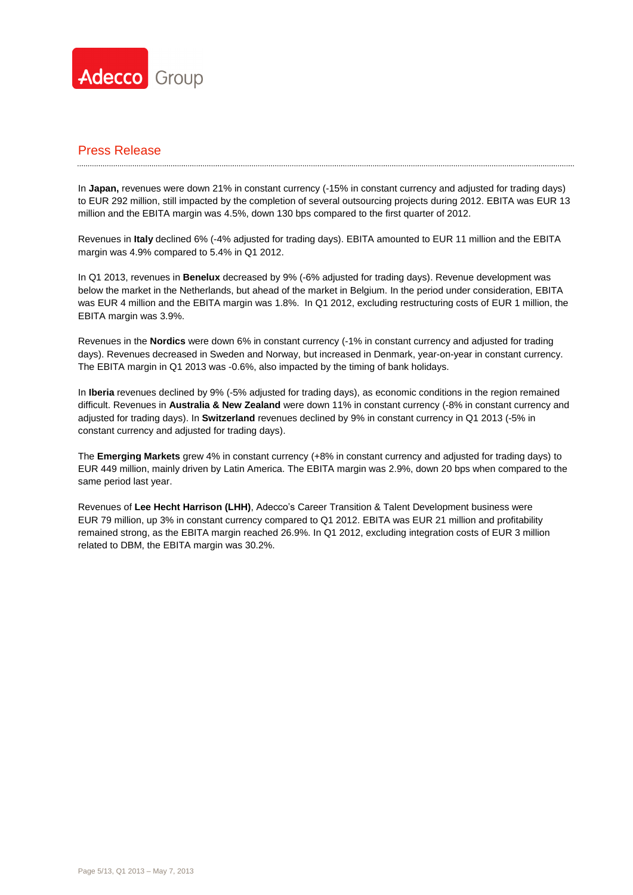In **Japan,** revenues were down 21% in constant currency (-15% in constant currency and adjusted for trading days) to EUR 292 million, still impacted by the completion of several outsourcing projects during 2012. EBITA was EUR 13 million and the EBITA margin was 4.5%, down 130 bps compared to the first quarter of 2012.

Revenues in **Italy** declined 6% (-4% adjusted for trading days). EBITA amounted to EUR 11 million and the EBITA margin was 4.9% compared to 5.4% in Q1 2012.

In Q1 2013, revenues in **Benelux** decreased by 9% (-6% adjusted for trading days). Revenue development was below the market in the Netherlands, but ahead of the market in Belgium. In the period under consideration, EBITA was EUR 4 million and the EBITA margin was 1.8%. In Q1 2012, excluding restructuring costs of EUR 1 million, the EBITA margin was 3.9%.

Revenues in the **Nordics** were down 6% in constant currency (-1% in constant currency and adjusted for trading days). Revenues decreased in Sweden and Norway, but increased in Denmark, year-on-year in constant currency. The EBITA margin in Q1 2013 was -0.6%, also impacted by the timing of bank holidays.

In **Iberia** revenues declined by 9% (-5% adjusted for trading days), as economic conditions in the region remained difficult. Revenues in **Australia & New Zealand** were down 11% in constant currency (-8% in constant currency and adjusted for trading days). In **Switzerland** revenues declined by 9% in constant currency in Q1 2013 (-5% in constant currency and adjusted for trading days).

The **Emerging Markets** grew 4% in constant currency (+8% in constant currency and adjusted for trading days) to EUR 449 million, mainly driven by Latin America. The EBITA margin was 2.9%, down 20 bps when compared to the same period last year.

Revenues of **Lee Hecht Harrison (LHH)**, Adecco's Career Transition & Talent Development business were EUR 79 million, up 3% in constant currency compared to Q1 2012. EBITA was EUR 21 million and profitability remained strong, as the EBITA margin reached 26.9%. In Q1 2012, excluding integration costs of EUR 3 million related to DBM, the EBITA margin was 30.2%.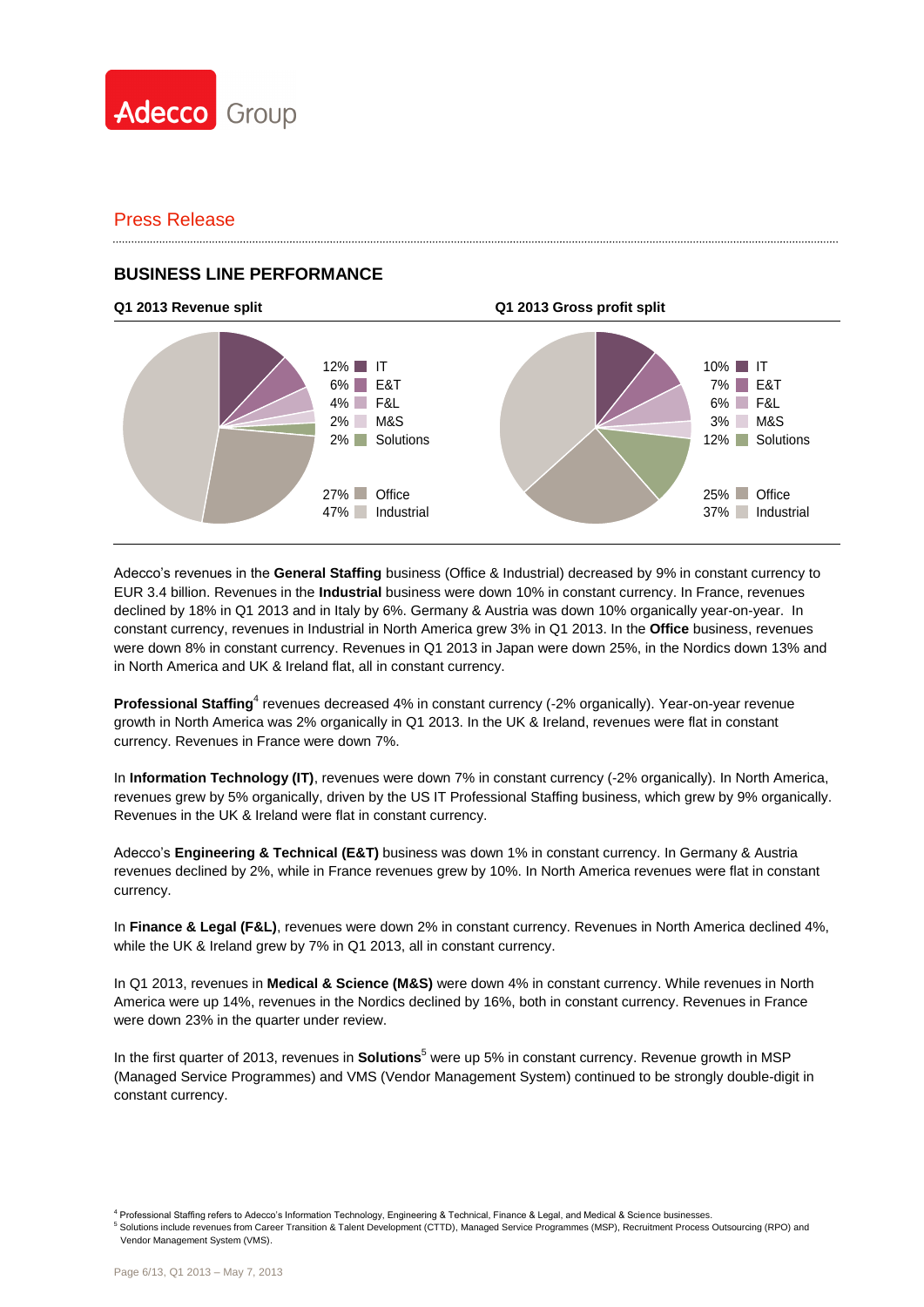Press Release

## BUSINESS LINE PERFORMANCE

**Q1 2013 Revenue split**

| Share | Business line |
|---|---|
| 12% | IT |
| 6% | E&T |
| 4% | F&L |
| 2% | M&S |
| 2% | Solutions |
| 27% | Office |
| 47% | Industrial |

**Q1 2013 Gross profit split**

| Share | Business line |
|---|---|
| 10% | IT |
| 7% | E&T |
| 6% | F&L |
| 3% | M&S |
| 12% | Solutions |
| 25% | Office |
| 37% | Industrial |

Adecco's revenues in the **General Staffing** business (Office & Industrial) decreased by 9% in constant currency to EUR 3.4 billion. Revenues in the **Industrial** business were down 10% in constant currency. In France, revenues declined by 18% in Q1 2013 and in Italy by 6%. Germany & Austria was down 10% organically year-on-year. In constant currency, revenues in Industrial in North America grew 3% in Q1 2013. In the **Office** business, revenues were down 8% in constant currency. Revenues in Q1 2013 in Japan were down 25%, in the Nordics down 13% and in North America and UK & Ireland flat, all in constant currency.

**Professional Staffing**[4] revenues decreased 4% in constant currency (-2% organically). Year-on-year revenue growth in North America was 2% organically in Q1 2013. In the UK & Ireland, revenues were flat in constant currency. Revenues in France were down 7%.

In **Information Technology (IT)**, revenues were down 7% in constant currency (-2% organically). In North America, revenues grew by 5% organically, driven by the US IT Professional Staffing business, which grew by 9% organically. Revenues in the UK & Ireland were flat in constant currency.

Adecco's **Engineering & Technical (E&T)** business was down 1% in constant currency. In Germany & Austria revenues declined by 2%, while in France revenues grew by 10%. In North America revenues were flat in constant currency.

In **Finance & Legal (F&L)**, revenues were down 2% in constant currency. Revenues in North America declined 4%, while the UK & Ireland grew by 7% in Q1 2013, all in constant currency.

In Q1 2013, revenues in **Medical & Science (M&S)** were down 4% in constant currency. While revenues in North America were up 14%, revenues in the Nordics declined by 16%, both in constant currency. Revenues in France were down 23% in the quarter under review.

In the first quarter of 2013, revenues in **Solutions**[5] were up 5% in constant currency. Revenue growth in MSP (Managed Service Programmes) and VMS (Vendor Management System) continued to be strongly double-digit in constant currency.

[4] Professional Staffing refers to Adecco's Information Technology, Engineering & Technical, Finance & Legal, and Medical & Science businesses.
[5] Solutions include revenues from Career Transition & Talent Development (CTTD), Managed Service Programmes (MSP), Recruitment Process Outsourcing (RPO) and Vendor Management System (VMS).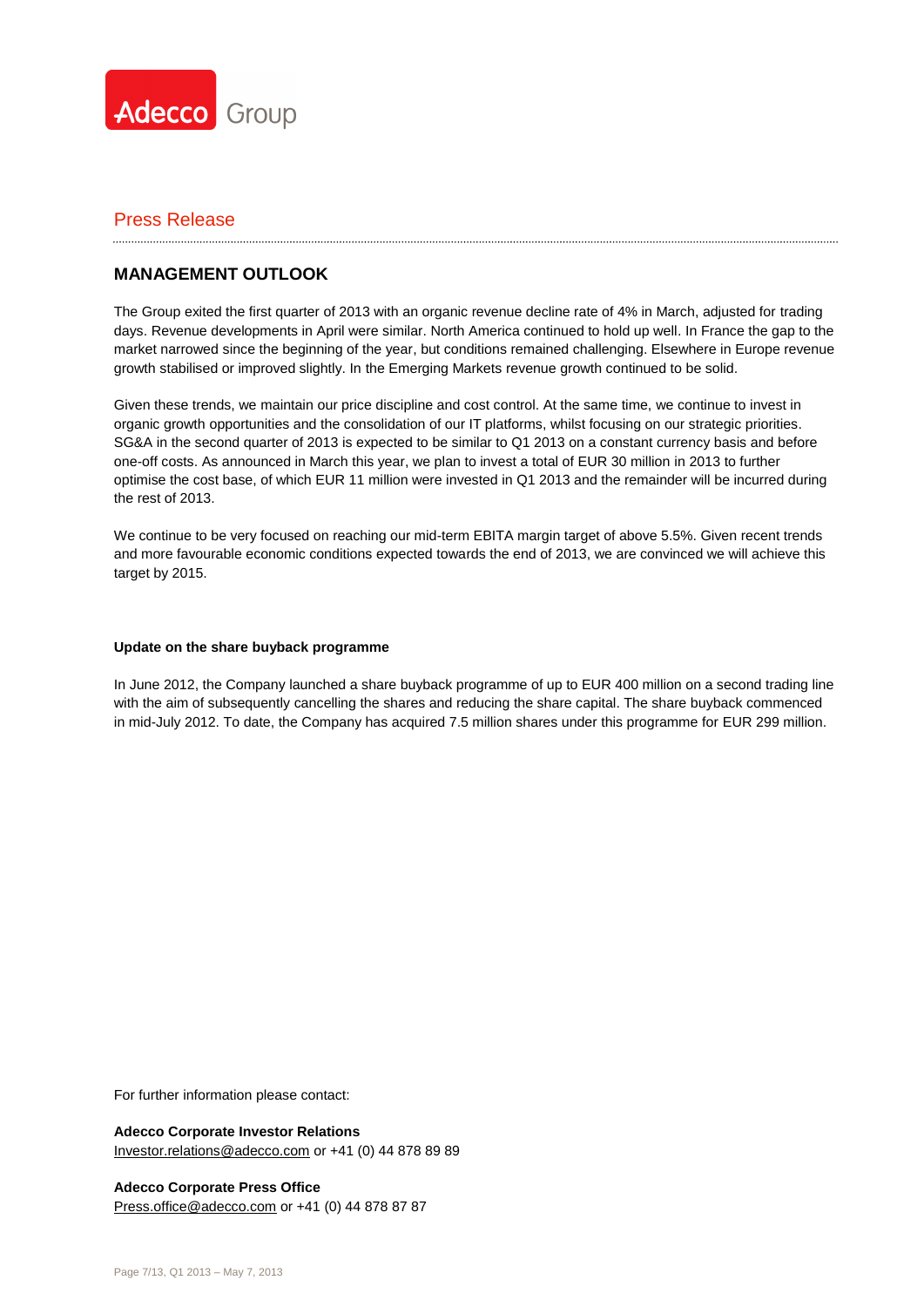Press Release

## MANAGEMENT OUTLOOK

The Group exited the first quarter of 2013 with an organic revenue decline rate of 4% in March, adjusted for trading days. Revenue developments in April were similar. North America continued to hold up well. In France the gap to the market narrowed since the beginning of the year, but conditions remained challenging. Elsewhere in Europe revenue growth stabilised or improved slightly. In the Emerging Markets revenue growth continued to be solid.

Given these trends, we maintain our price discipline and cost control. At the same time, we continue to invest in organic growth opportunities and the consolidation of our IT platforms, whilst focusing on our strategic priorities. SG&A in the second quarter of 2013 is expected to be similar to Q1 2013 on a constant currency basis and before one-off costs. As announced in March this year, we plan to invest a total of EUR 30 million in 2013 to further optimise the cost base, of which EUR 11 million were invested in Q1 2013 and the remainder will be incurred during the rest of 2013.

We continue to be very focused on reaching our mid-term EBITA margin target of above 5.5%. Given recent trends and more favourable economic conditions expected towards the end of 2013, we are convinced we will achieve this target by 2015.

**Update on the share buyback programme**

In June 2012, the Company launched a share buyback programme of up to EUR 400 million on a second trading line with the aim of subsequently cancelling the shares and reducing the share capital. The share buyback commenced in mid-July 2012. To date, the Company has acquired 7.5 million shares under this programme for EUR 299 million.

For further information please contact:

**Adecco Corporate Investor Relations**
Investor.relations@adecco.com or +41 (0) 44 878 89 89

**Adecco Corporate Press Office**
Press.office@adecco.com or +41 (0) 44 878 87 87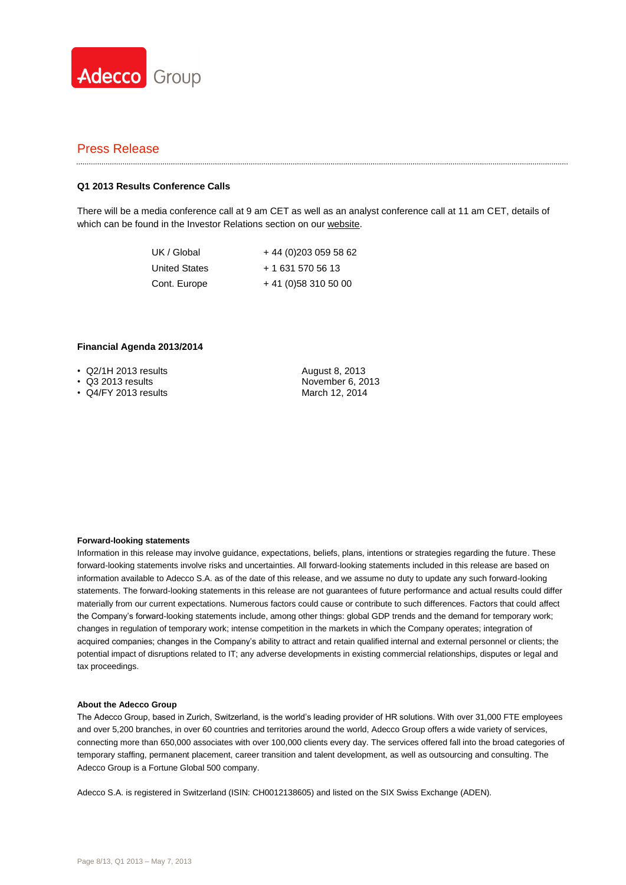Adecco Group

## Press Release

### Q1 2013 Results Conference Calls

There will be a media conference call at 9 am CET as well as an analyst conference call at 11 am CET, details of which can be found in the Investor Relations section on our website.

| | |
|---|---|
| UK / Global | + 44 (0)203 059 58 62 |
| United States | + 1 631 570 56 13 |
| Cont. Europe | + 41 (0)58 310 50 00 |

### Financial Agenda 2013/2014

- Q2/1H 2013 results — August 8, 2013
- Q3 2013 results — November 6, 2013
- Q4/FY 2013 results — March 12, 2014

**Forward-looking statements**

Information in this release may involve guidance, expectations, beliefs, plans, intentions or strategies regarding the future. These forward-looking statements involve risks and uncertainties. All forward-looking statements included in this release are based on information available to Adecco S.A. as of the date of this release, and we assume no duty to update any such forward-looking statements. The forward-looking statements in this release are not guarantees of future performance and actual results could differ materially from our current expectations. Numerous factors could cause or contribute to such differences. Factors that could affect the Company's forward-looking statements include, among other things: global GDP trends and the demand for temporary work; changes in regulation of temporary work; intense competition in the markets in which the Company operates; integration of acquired companies; changes in the Company's ability to attract and retain qualified internal and external personnel or clients; the potential impact of disruptions related to IT; any adverse developments in existing commercial relationships, disputes or legal and tax proceedings.

**About the Adecco Group**

The Adecco Group, based in Zurich, Switzerland, is the world's leading provider of HR solutions. With over 31,000 FTE employees and over 5,200 branches, in over 60 countries and territories around the world, Adecco Group offers a wide variety of services, connecting more than 650,000 associates with over 100,000 clients every day. The services offered fall into the broad categories of temporary staffing, permanent placement, career transition and talent development, as well as outsourcing and consulting. The Adecco Group is a Fortune Global 500 company.

Adecco S.A. is registered in Switzerland (ISIN: CH0012138605) and listed on the SIX Swiss Exchange (ADEN).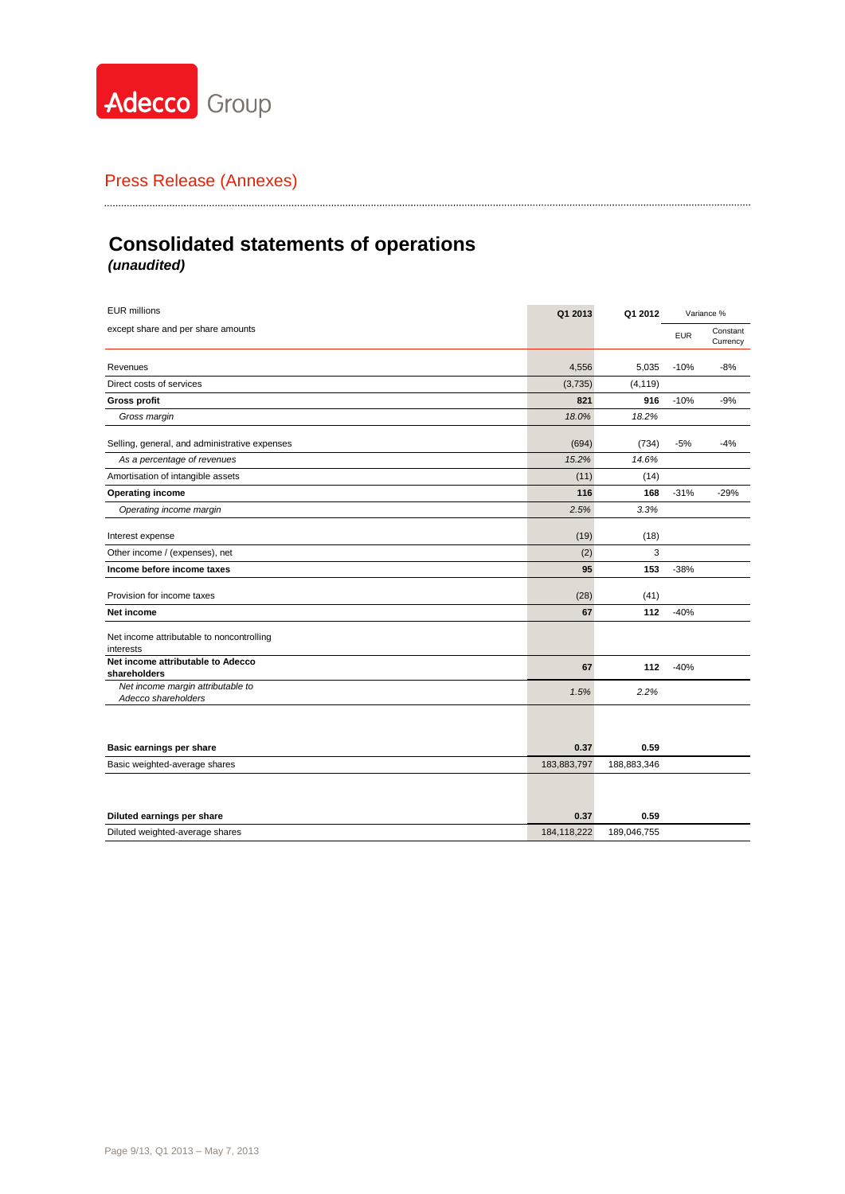Adecco Group

Press Release (Annexes)

## Consolidated statements of operations

***(unaudited)***

| EUR millions<br>except share and per share amounts | Q1 2013 | Q1 2012 | Variance % EUR | Variance % Constant Currency |
|---|---|---|---|---|
| Revenues | 4,556 | 5,035 | -10% | -8% |
| Direct costs of services | (3,735) | (4,119) | | |
| **Gross profit** | **821** | **916** | -10% | -9% |
| *Gross margin* | *18.0%* | *18.2%* | | |
| Selling, general, and administrative expenses | (694) | (734) | -5% | -4% |
| *As a percentage of revenues* | *15.2%* | *14.6%* | | |
| Amortisation of intangible assets | (11) | (14) | | |
| **Operating income** | **116** | **168** | -31% | -29% |
| *Operating income margin* | *2.5%* | *3.3%* | | |
| Interest expense | (19) | (18) | | |
| Other income / (expenses), net | (2) | 3 | | |
| **Income before income taxes** | **95** | **153** | -38% | |
| Provision for income taxes | (28) | (41) | | |
| **Net income** | **67** | **112** | -40% | |
| Net income attributable to noncontrolling interests | | | | |
| **Net income attributable to Adecco shareholders** | **67** | **112** | -40% | |
| *Net income margin attributable to Adecco shareholders* | *1.5%* | *2.2%* | | |
| **Basic earnings per share** | **0.37** | **0.59** | | |
| Basic weighted-average shares | 183,883,797 | 188,883,346 | | |
| **Diluted earnings per share** | **0.37** | **0.59** | | |
| Diluted weighted-average shares | 184,118,222 | 189,046,755 | | |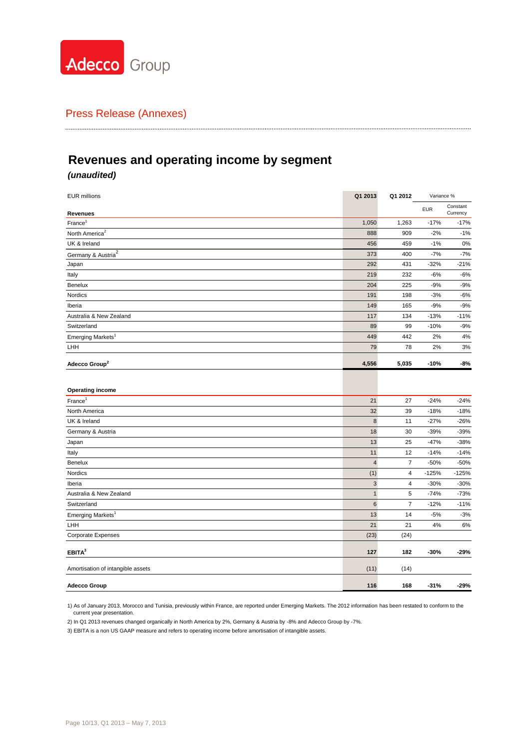Press Release (Annexes)

# Revenues and operating income by segment

***(unaudited)***

| EUR millions | Q1 2013 | Q1 2012 | Variance % | |
|---|---|---|---|---|
| | | | EUR | Constant Currency |
| **Revenues** | | | | |
| France[1] | 1,050 | 1,263 | -17% | -17% |
| North America[2] | 888 | 909 | -2% | -1% |
| UK & Ireland | 456 | 459 | -1% | 0% |
| Germany & Austria[2] | 373 | 400 | -7% | -7% |
| Japan | 292 | 431 | -32% | -21% |
| Italy | 219 | 232 | -6% | -6% |
| Benelux | 204 | 225 | -9% | -9% |
| Nordics | 191 | 198 | -3% | -6% |
| Iberia | 149 | 165 | -9% | -9% |
| Australia & New Zealand | 117 | 134 | -13% | -11% |
| Switzerland | 89 | 99 | -10% | -9% |
| Emerging Markets[1] | 449 | 442 | 2% | 4% |
| LHH | 79 | 78 | 2% | 3% |
| **Adecco Group[2]** | **4,556** | **5,035** | **-10%** | **-8%** |
| | | | | |
| **Operating income** | | | | |
| France[1] | 21 | 27 | -24% | -24% |
| North America | 32 | 39 | -18% | -18% |
| UK & Ireland | 8 | 11 | -27% | -26% |
| Germany & Austria | 18 | 30 | -39% | -39% |
| Japan | 13 | 25 | -47% | -38% |
| Italy | 11 | 12 | -14% | -14% |
| Benelux | 4 | 7 | -50% | -50% |
| Nordics | (1) | 4 | -125% | -125% |
| Iberia | 3 | 4 | -30% | -30% |
| Australia & New Zealand | 1 | 5 | -74% | -73% |
| Switzerland | 6 | 7 | -12% | -11% |
| Emerging Markets[1] | 13 | 14 | -5% | -3% |
| LHH | 21 | 21 | 4% | 6% |
| Corporate Expenses | (23) | (24) | | |
| **EBITA[3]** | **127** | **182** | **-30%** | **-29%** |
| Amortisation of intangible assets | (11) | (14) | | |
| **Adecco Group** | **116** | **168** | **-31%** | **-29%** |

1) As of January 2013, Morocco and Tunisia, previously within France, are reported under Emerging Markets. The 2012 information has been restated to conform to the current year presentation.

2) In Q1 2013 revenues changed organically in North America by 2%, Germany & Austria by -8% and Adecco Group by -7%.

3) EBITA is a non US GAAP measure and refers to operating income before amortisation of intangible assets.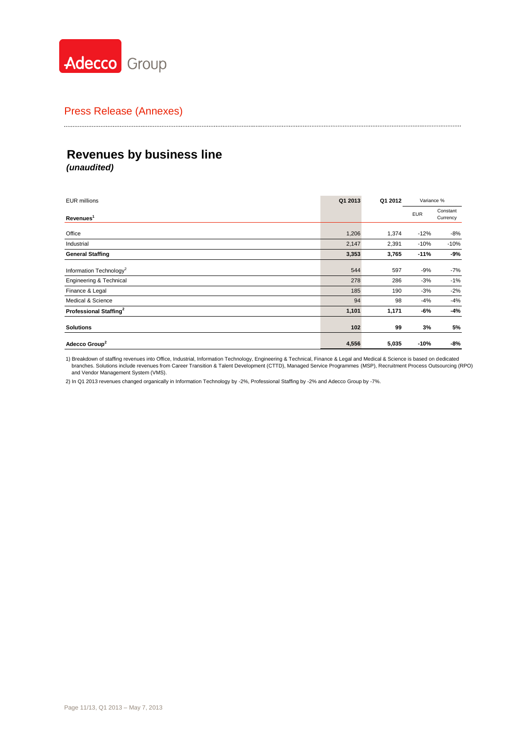Adecco Group

Press Release (Annexes)

# Revenues by business line

***(unaudited)***

| EUR millions | Q1 2013 | Q1 2012 | Variance % | |
|---|---|---|---|---|
| **Revenues**[1] | | | EUR | Constant Currency |
| Office | 1,206 | 1,374 | -12% | -8% |
| Industrial | 2,147 | 2,391 | -10% | -10% |
| **General Staffing** | **3,353** | **3,765** | **-11%** | **-9%** |
| Information Technology[2] | 544 | 597 | -9% | -7% |
| Engineering & Technical | 278 | 286 | -3% | -1% |
| Finance & Legal | 185 | 190 | -3% | -2% |
| Medical & Science | 94 | 98 | -4% | -4% |
| **Professional Staffing**[2] | **1,101** | **1,171** | **-6%** | **-4%** |
| **Solutions** | **102** | **99** | **3%** | **5%** |
| **Adecco Group**[2] | **4,556** | **5,035** | **-10%** | **-8%** |

1) Breakdown of staffing revenues into Office, Industrial, Information Technology, Engineering & Technical, Finance & Legal and Medical & Science is based on dedicated branches. Solutions include revenues from Career Transition & Talent Development (CTTD), Managed Service Programmes (MSP), Recruitment Process Outsourcing (RPO) and Vendor Management System (VMS).

2) In Q1 2013 revenues changed organically in Information Technology by -2%, Professional Staffing by -2% and Adecco Group by -7%.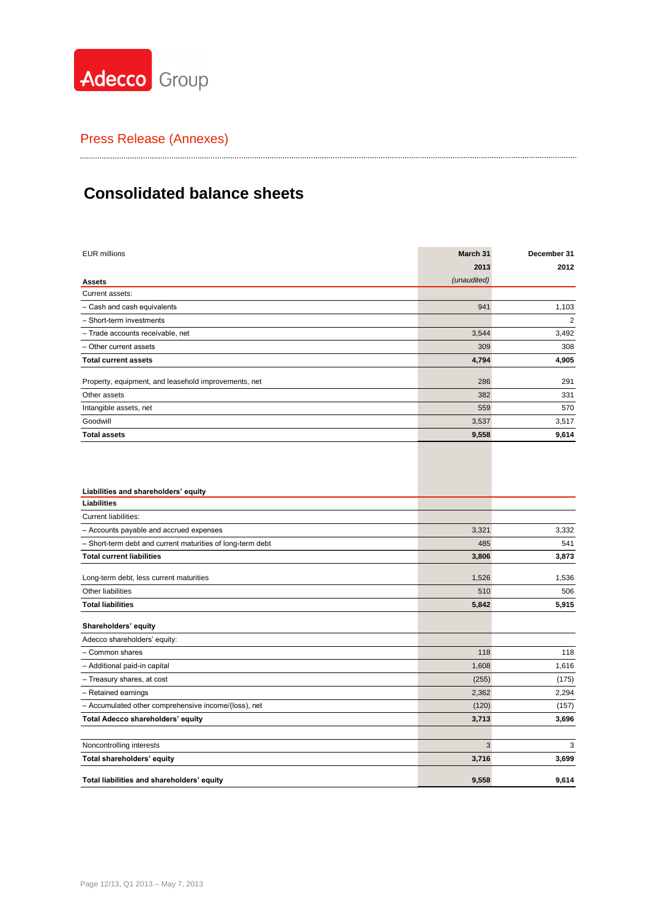Press Release (Annexes)

# Consolidated balance sheets

| EUR millions | March 31 2013 *(unaudited)* | December 31 2012 |
|---|---|---|
| **Assets** | | |
| Current assets: | | |
| – Cash and cash equivalents | 941 | 1,103 |
| – Short-term investments | | 2 |
| – Trade accounts receivable, net | 3,544 | 3,492 |
| – Other current assets | 309 | 308 |
| **Total current assets** | **4,794** | **4,905** |
| Property, equipment, and leasehold improvements, net | 286 | 291 |
| Other assets | 382 | 331 |
| Intangible assets, net | 559 | 570 |
| Goodwill | 3,537 | 3,517 |
| **Total assets** | **9,558** | **9,614** |
| **Liabilities and shareholders' equity** | | |
| **Liabilities** | | |
| Current liabilities: | | |
| – Accounts payable and accrued expenses | 3,321 | 3,332 |
| – Short-term debt and current maturities of long-term debt | 485 | 541 |
| **Total current liabilities** | **3,806** | **3,873** |
| Long-term debt, less current maturities | 1,526 | 1,536 |
| Other liabilities | 510 | 506 |
| **Total liabilities** | **5,842** | **5,915** |
| **Shareholders' equity** | | |
| Adecco shareholders' equity: | | |
| – Common shares | 118 | 118 |
| – Additional paid-in capital | 1,608 | 1,616 |
| – Treasury shares, at cost | (255) | (175) |
| – Retained earnings | 2,362 | 2,294 |
| – Accumulated other comprehensive income/(loss), net | (120) | (157) |
| **Total Adecco shareholders' equity** | **3,713** | **3,696** |
| Noncontrolling interests | 3 | 3 |
| **Total shareholders' equity** | **3,716** | **3,699** |
| **Total liabilities and shareholders' equity** | **9,558** | **9,614** |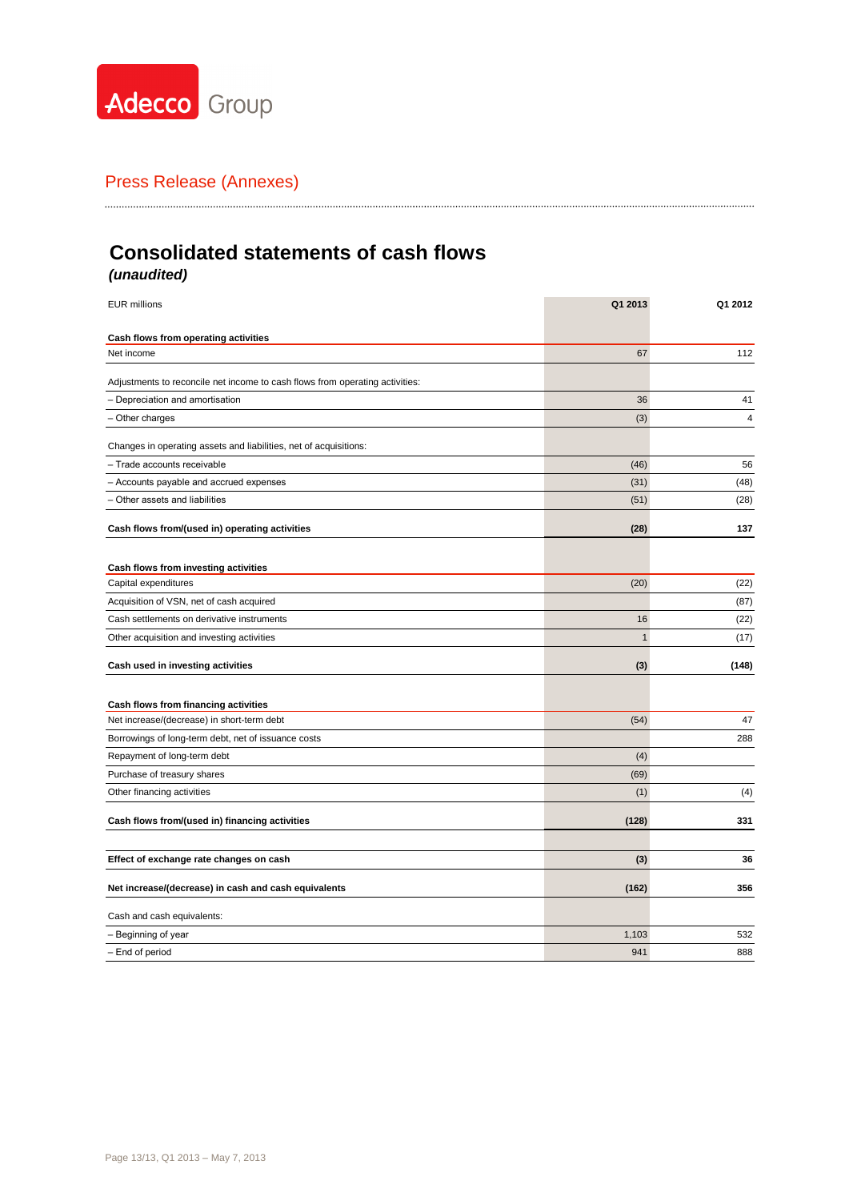Adecco Group

Press Release (Annexes)

# Consolidated statements of cash flows

***(unaudited)***

| EUR millions | Q1 2013 | Q1 2012 |
|---|---|---|
| **Cash flows from operating activities** | | |
| Net income | 67 | 112 |
| Adjustments to reconcile net income to cash flows from operating activities: | | |
| – Depreciation and amortisation | 36 | 41 |
| – Other charges | (3) | 4 |
| Changes in operating assets and liabilities, net of acquisitions: | | |
| – Trade accounts receivable | (46) | 56 |
| – Accounts payable and accrued expenses | (31) | (48) |
| – Other assets and liabilities | (51) | (28) |
| **Cash flows from/(used in) operating activities** | **(28)** | **137** |
| **Cash flows from investing activities** | | |
| Capital expenditures | (20) | (22) |
| Acquisition of VSN, net of cash acquired | | (87) |
| Cash settlements on derivative instruments | 16 | (22) |
| Other acquisition and investing activities | 1 | (17) |
| **Cash used in investing activities** | **(3)** | **(148)** |
| **Cash flows from financing activities** | | |
| Net increase/(decrease) in short-term debt | (54) | 47 |
| Borrowings of long-term debt, net of issuance costs | | 288 |
| Repayment of long-term debt | (4) | |
| Purchase of treasury shares | (69) | |
| Other financing activities | (1) | (4) |
| **Cash flows from/(used in) financing activities** | **(128)** | **331** |
| **Effect of exchange rate changes on cash** | **(3)** | **36** |
| **Net increase/(decrease) in cash and cash equivalents** | **(162)** | **356** |
| Cash and cash equivalents: | | |
| – Beginning of year | 1,103 | 532 |
| – End of period | 941 | 888 |